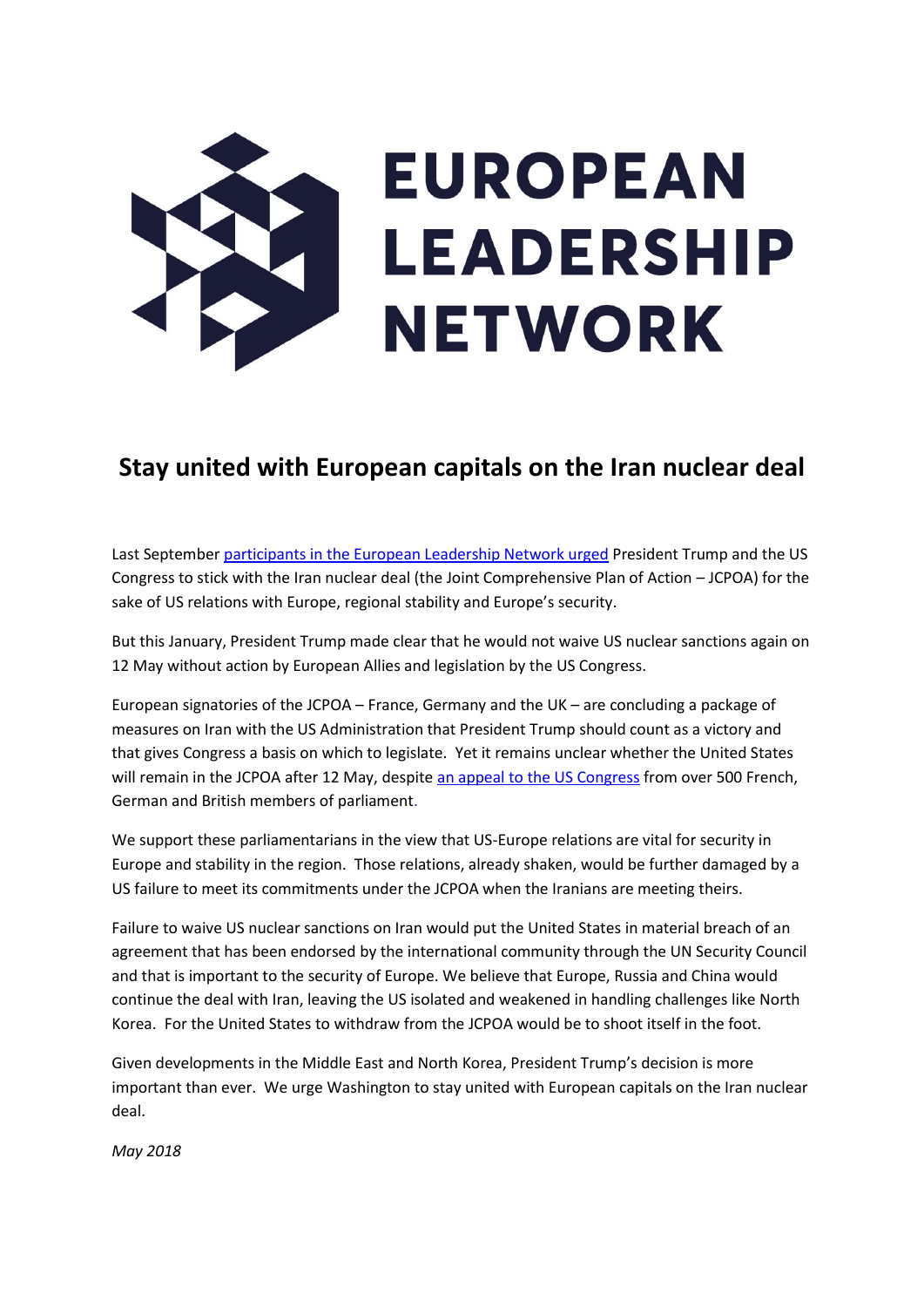EUROPEAN LEADERSHIP NETWORK

# Stay united with European capitals on the Iran nuclear deal

Last September participants in the European Leadership Network urged President Trump and the US Congress to stick with the Iran nuclear deal (the Joint Comprehensive Plan of Action – JCPOA) for the sake of US relations with Europe, regional stability and Europe's security.

But this January, President Trump made clear that he would not waive US nuclear sanctions again on 12 May without action by European Allies and legislation by the US Congress.

European signatories of the JCPOA – France, Germany and the UK – are concluding a package of measures on Iran with the US Administration that President Trump should count as a victory and that gives Congress a basis on which to legislate. Yet it remains unclear whether the United States will remain in the JCPOA after 12 May, despite an appeal to the US Congress from over 500 French, German and British members of parliament.

We support these parliamentarians in the view that US-Europe relations are vital for security in Europe and stability in the region. Those relations, already shaken, would be further damaged by a US failure to meet its commitments under the JCPOA when the Iranians are meeting theirs.

Failure to waive US nuclear sanctions on Iran would put the United States in material breach of an agreement that has been endorsed by the international community through the UN Security Council and that is important to the security of Europe. We believe that Europe, Russia and China would continue the deal with Iran, leaving the US isolated and weakened in handling challenges like North Korea. For the United States to withdraw from the JCPOA would be to shoot itself in the foot.

Given developments in the Middle East and North Korea, President Trump's decision is more important than ever. We urge Washington to stay united with European capitals on the Iran nuclear deal.

*May 2018*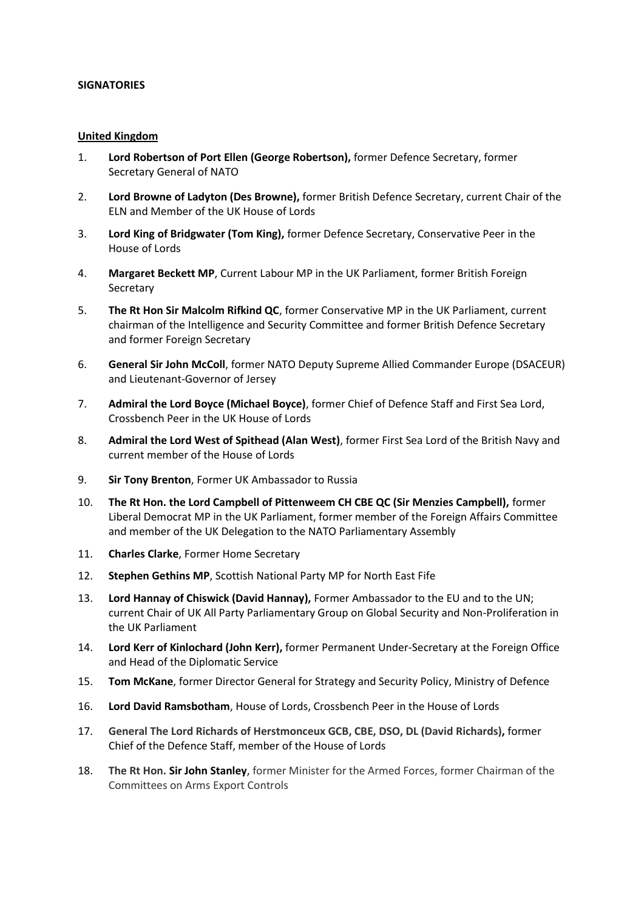**SIGNATORIES**

**United Kingdom**

1. **Lord Robertson of Port Ellen (George Robertson),** former Defence Secretary, former Secretary General of NATO
2. **Lord Browne of Ladyton (Des Browne),** former British Defence Secretary, current Chair of the ELN and Member of the UK House of Lords
3. **Lord King of Bridgwater (Tom King),** former Defence Secretary, Conservative Peer in the House of Lords
4. **Margaret Beckett MP**, Current Labour MP in the UK Parliament, former British Foreign Secretary
5. **The Rt Hon Sir Malcolm Rifkind QC**, former Conservative MP in the UK Parliament, current chairman of the Intelligence and Security Committee and former British Defence Secretary and former Foreign Secretary
6. **General Sir John McColl**, former NATO Deputy Supreme Allied Commander Europe (DSACEUR) and Lieutenant-Governor of Jersey
7. **Admiral the Lord Boyce (Michael Boyce)**, former Chief of Defence Staff and First Sea Lord, Crossbench Peer in the UK House of Lords
8. **Admiral the Lord West of Spithead (Alan West)**, former First Sea Lord of the British Navy and current member of the House of Lords
9. **Sir Tony Brenton**, Former UK Ambassador to Russia
10. **The Rt Hon. the Lord Campbell of Pittenweem CH CBE QC (Sir Menzies Campbell),** former Liberal Democrat MP in the UK Parliament, former member of the Foreign Affairs Committee and member of the UK Delegation to the NATO Parliamentary Assembly
11. **Charles Clarke**, Former Home Secretary
12. **Stephen Gethins MP**, Scottish National Party MP for North East Fife
13. **Lord Hannay of Chiswick (David Hannay),** Former Ambassador to the EU and to the UN; current Chair of UK All Party Parliamentary Group on Global Security and Non-Proliferation in the UK Parliament
14. **Lord Kerr of Kinlochard (John Kerr),** former Permanent Under-Secretary at the Foreign Office and Head of the Diplomatic Service
15. **Tom McKane**, former Director General for Strategy and Security Policy, Ministry of Defence
16. **Lord David Ramsbotham**, House of Lords, Crossbench Peer in the House of Lords
17. **General The Lord Richards of Herstmonceux GCB, CBE, DSO, DL (David Richards),** former Chief of the Defence Staff, member of the House of Lords
18. **The Rt Hon. Sir John Stanley**, former Minister for the Armed Forces, former Chairman of the Committees on Arms Export Controls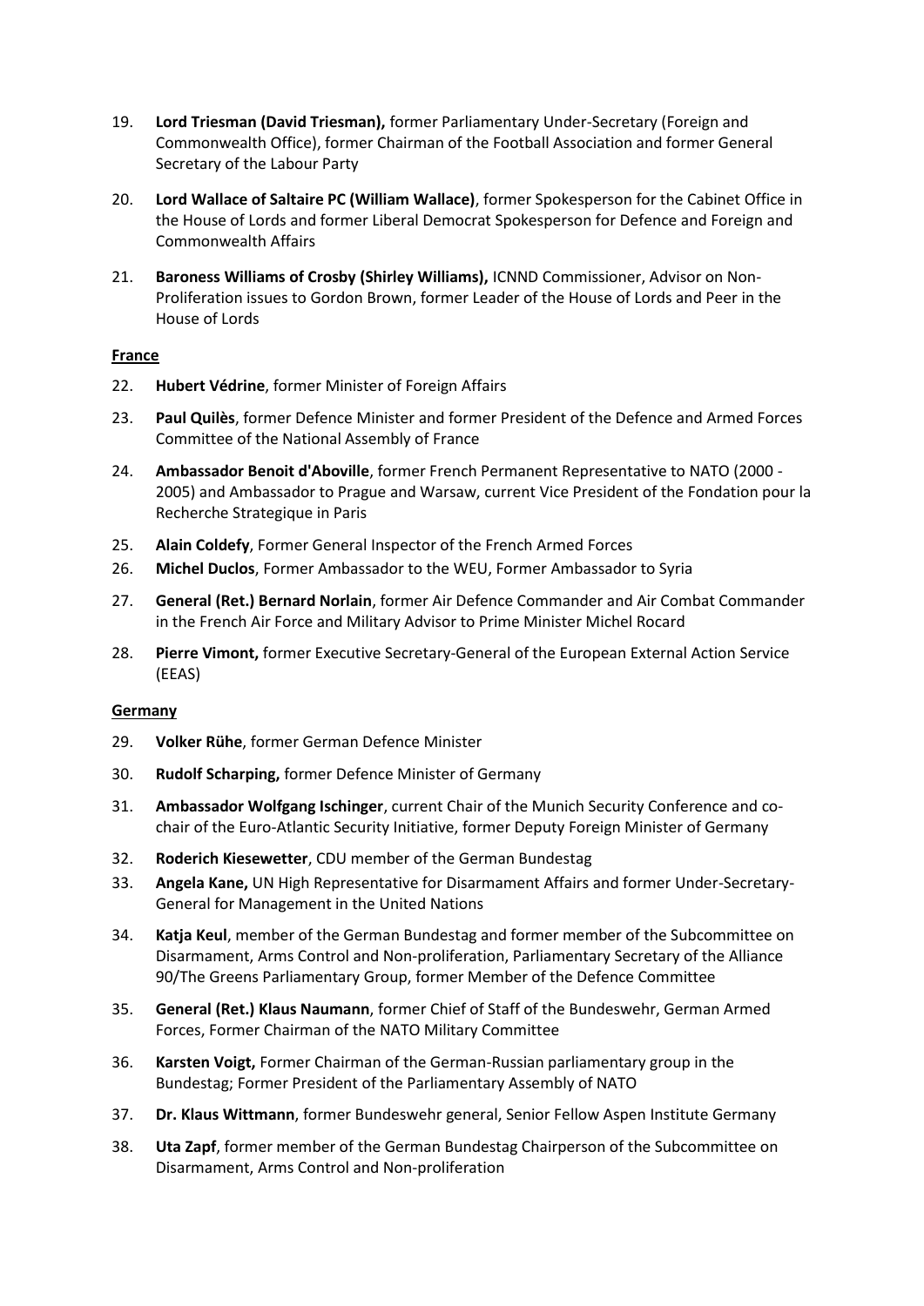19. **Lord Triesman (David Triesman),** former Parliamentary Under-Secretary (Foreign and Commonwealth Office), former Chairman of the Football Association and former General Secretary of the Labour Party

20. **Lord Wallace of Saltaire PC (William Wallace)**, former Spokesperson for the Cabinet Office in the House of Lords and former Liberal Democrat Spokesperson for Defence and Foreign and Commonwealth Affairs

21. **Baroness Williams of Crosby (Shirley Williams),** ICNND Commissioner, Advisor on Non-Proliferation issues to Gordon Brown, former Leader of the House of Lords and Peer in the House of Lords

**France**

22. **Hubert Védrine**, former Minister of Foreign Affairs

23. **Paul Quilès**, former Defence Minister and former President of the Defence and Armed Forces Committee of the National Assembly of France

24. **Ambassador Benoit d'Aboville**, former French Permanent Representative to NATO (2000 - 2005) and Ambassador to Prague and Warsaw, current Vice President of the Fondation pour la Recherche Strategique in Paris

25. **Alain Coldefy**, Former General Inspector of the French Armed Forces

26. **Michel Duclos**, Former Ambassador to the WEU, Former Ambassador to Syria

27. **General (Ret.) Bernard Norlain**, former Air Defence Commander and Air Combat Commander in the French Air Force and Military Advisor to Prime Minister Michel Rocard

28. **Pierre Vimont,** former Executive Secretary-General of the European External Action Service (EEAS)

**Germany**

29. **Volker Rühe**, former German Defence Minister

30. **Rudolf Scharping,** former Defence Minister of Germany

31. **Ambassador Wolfgang Ischinger**, current Chair of the Munich Security Conference and co-chair of the Euro-Atlantic Security Initiative, former Deputy Foreign Minister of Germany

32. **Roderich Kiesewetter**, CDU member of the German Bundestag

33. **Angela Kane,** UN High Representative for Disarmament Affairs and former Under-Secretary-General for Management in the United Nations

34. **Katja Keul**, member of the German Bundestag and former member of the Subcommittee on Disarmament, Arms Control and Non-proliferation, Parliamentary Secretary of the Alliance 90/The Greens Parliamentary Group, former Member of the Defence Committee

35. **General (Ret.) Klaus Naumann**, former Chief of Staff of the Bundeswehr, German Armed Forces, Former Chairman of the NATO Military Committee

36. **Karsten Voigt,** Former Chairman of the German-Russian parliamentary group in the Bundestag; Former President of the Parliamentary Assembly of NATO

37. **Dr. Klaus Wittmann**, former Bundeswehr general, Senior Fellow Aspen Institute Germany

38. **Uta Zapf**, former member of the German Bundestag Chairperson of the Subcommittee on Disarmament, Arms Control and Non-proliferation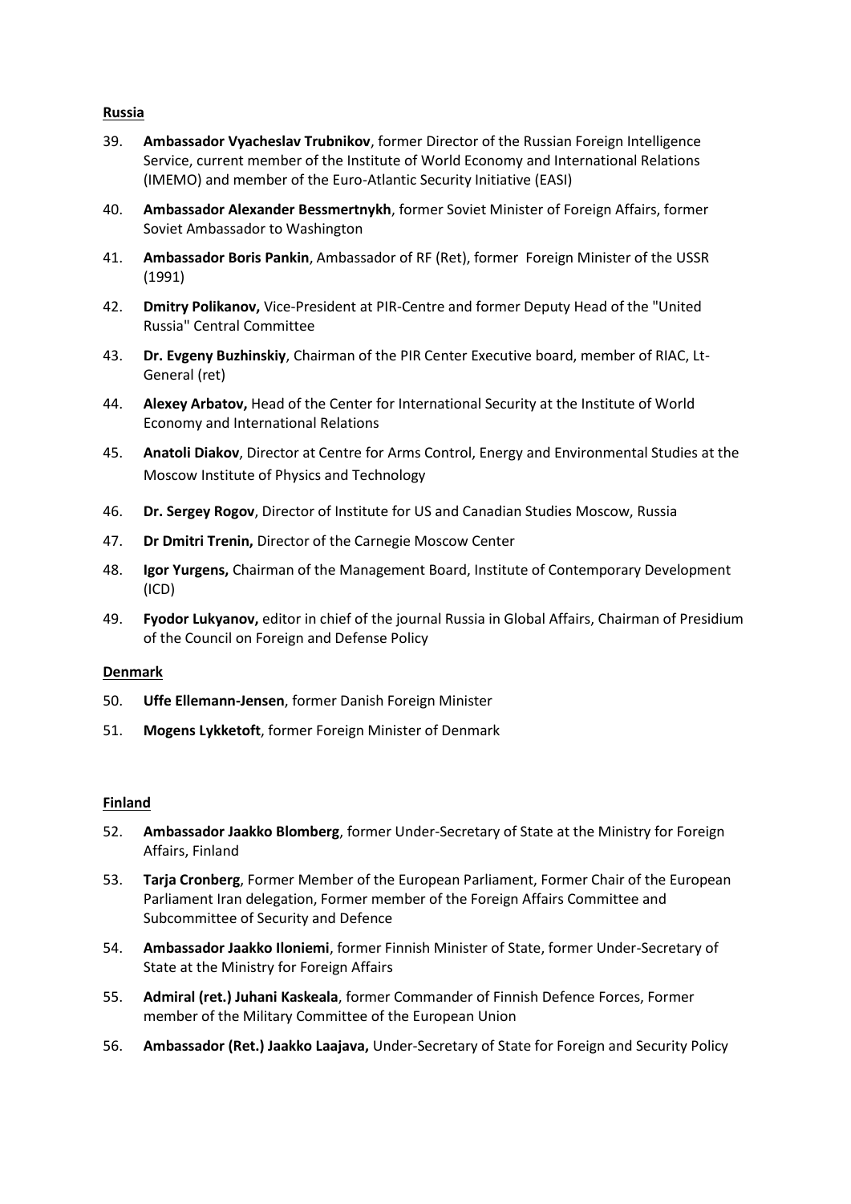**Russia**

39. **Ambassador Vyacheslav Trubnikov**, former Director of the Russian Foreign Intelligence Service, current member of the Institute of World Economy and International Relations (IMEMO) and member of the Euro-Atlantic Security Initiative (EASI)
40. **Ambassador Alexander Bessmertnykh**, former Soviet Minister of Foreign Affairs, former Soviet Ambassador to Washington
41. **Ambassador Boris Pankin**, Ambassador of RF (Ret), former Foreign Minister of the USSR (1991)
42. **Dmitry Polikanov,** Vice-President at PIR-Centre and former Deputy Head of the "United Russia" Central Committee
43. **Dr. Evgeny Buzhinskiy**, Chairman of the PIR Center Executive board, member of RIAC, Lt-General (ret)
44. **Alexey Arbatov,** Head of the Center for International Security at the Institute of World Economy and International Relations
45. **Anatoli Diakov**, Director at Centre for Arms Control, Energy and Environmental Studies at the Moscow Institute of Physics and Technology
46. **Dr. Sergey Rogov**, Director of Institute for US and Canadian Studies Moscow, Russia
47. **Dr Dmitri Trenin,** Director of the Carnegie Moscow Center
48. **Igor Yurgens,** Chairman of the Management Board, Institute of Contemporary Development (ICD)
49. **Fyodor Lukyanov,** editor in chief of the journal Russia in Global Affairs, Chairman of Presidium of the Council on Foreign and Defense Policy

**Denmark**

50. **Uffe Ellemann-Jensen**, former Danish Foreign Minister
51. **Mogens Lykketoft**, former Foreign Minister of Denmark

**Finland**

52. **Ambassador Jaakko Blomberg**, former Under-Secretary of State at the Ministry for Foreign Affairs, Finland
53. **Tarja Cronberg**, Former Member of the European Parliament, Former Chair of the European Parliament Iran delegation, Former member of the Foreign Affairs Committee and Subcommittee of Security and Defence
54. **Ambassador Jaakko Iloniemi**, former Finnish Minister of State, former Under-Secretary of State at the Ministry for Foreign Affairs
55. **Admiral (ret.) Juhani Kaskeala**, former Commander of Finnish Defence Forces, Former member of the Military Committee of the European Union
56. **Ambassador (Ret.) Jaakko Laajava,** Under-Secretary of State for Foreign and Security Policy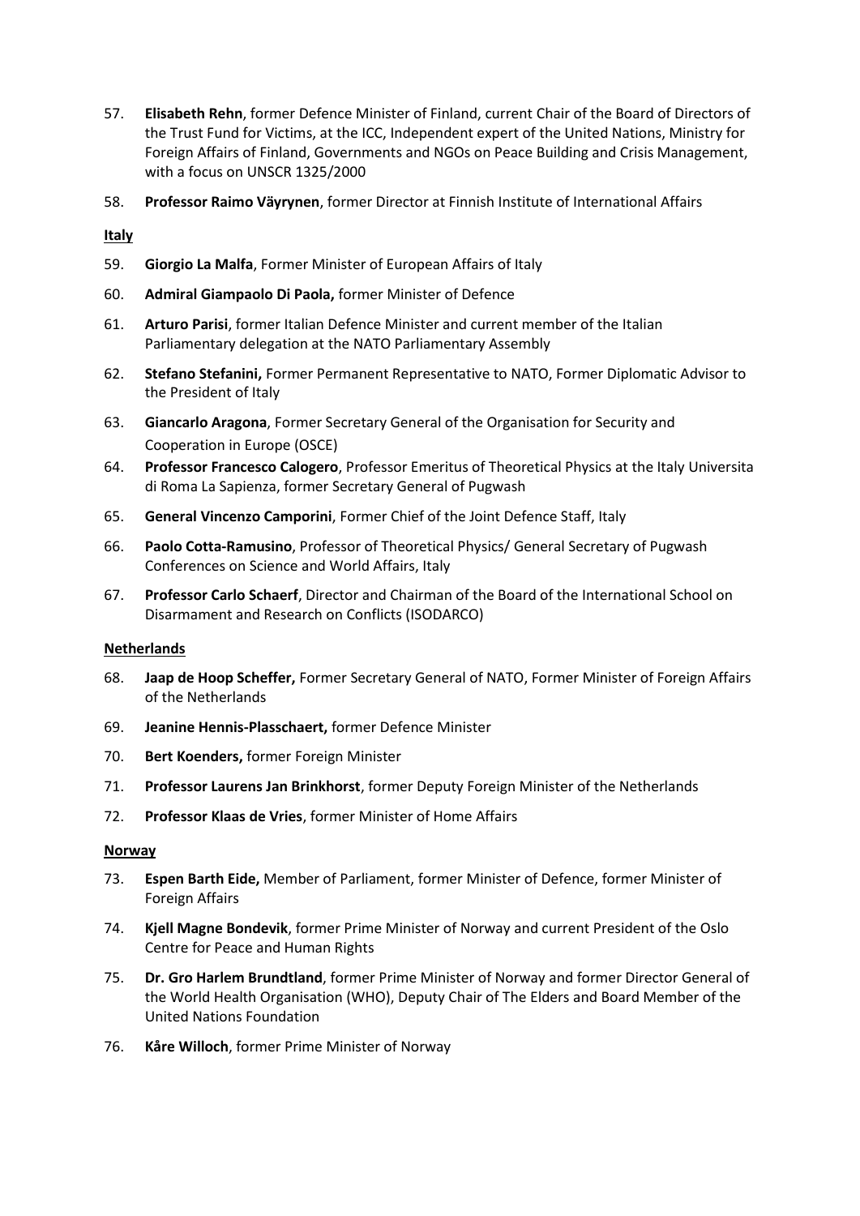57. **Elisabeth Rehn**, former Defence Minister of Finland, current Chair of the Board of Directors of the Trust Fund for Victims, at the ICC, Independent expert of the United Nations, Ministry for Foreign Affairs of Finland, Governments and NGOs on Peace Building and Crisis Management, with a focus on UNSCR 1325/2000
58. **Professor Raimo Väyrynen**, former Director at Finnish Institute of International Affairs

**Italy**

59. **Giorgio La Malfa**, Former Minister of European Affairs of Italy
60. **Admiral Giampaolo Di Paola,** former Minister of Defence
61. **Arturo Parisi**, former Italian Defence Minister and current member of the Italian Parliamentary delegation at the NATO Parliamentary Assembly
62. **Stefano Stefanini,** Former Permanent Representative to NATO, Former Diplomatic Advisor to the President of Italy
63. **Giancarlo Aragona**, Former Secretary General of the Organisation for Security and Cooperation in Europe (OSCE)
64. **Professor Francesco Calogero**, Professor Emeritus of Theoretical Physics at the Italy Universita di Roma La Sapienza, former Secretary General of Pugwash
65. **General Vincenzo Camporini**, Former Chief of the Joint Defence Staff, Italy
66. **Paolo Cotta-Ramusino**, Professor of Theoretical Physics/ General Secretary of Pugwash Conferences on Science and World Affairs, Italy
67. **Professor Carlo Schaerf**, Director and Chairman of the Board of the International School on Disarmament and Research on Conflicts (ISODARCO)

**Netherlands**

68. **Jaap de Hoop Scheffer,** Former Secretary General of NATO, Former Minister of Foreign Affairs of the Netherlands
69. **Jeanine Hennis-Plasschaert,** former Defence Minister
70. **Bert Koenders,** former Foreign Minister
71. **Professor Laurens Jan Brinkhorst**, former Deputy Foreign Minister of the Netherlands
72. **Professor Klaas de Vries**, former Minister of Home Affairs

**Norway**

73. **Espen Barth Eide,** Member of Parliament, former Minister of Defence, former Minister of Foreign Affairs
74. **Kjell Magne Bondevik**, former Prime Minister of Norway and current President of the Oslo Centre for Peace and Human Rights
75. **Dr. Gro Harlem Brundtland**, former Prime Minister of Norway and former Director General of the World Health Organisation (WHO), Deputy Chair of The Elders and Board Member of the United Nations Foundation
76. **Kåre Willoch**, former Prime Minister of Norway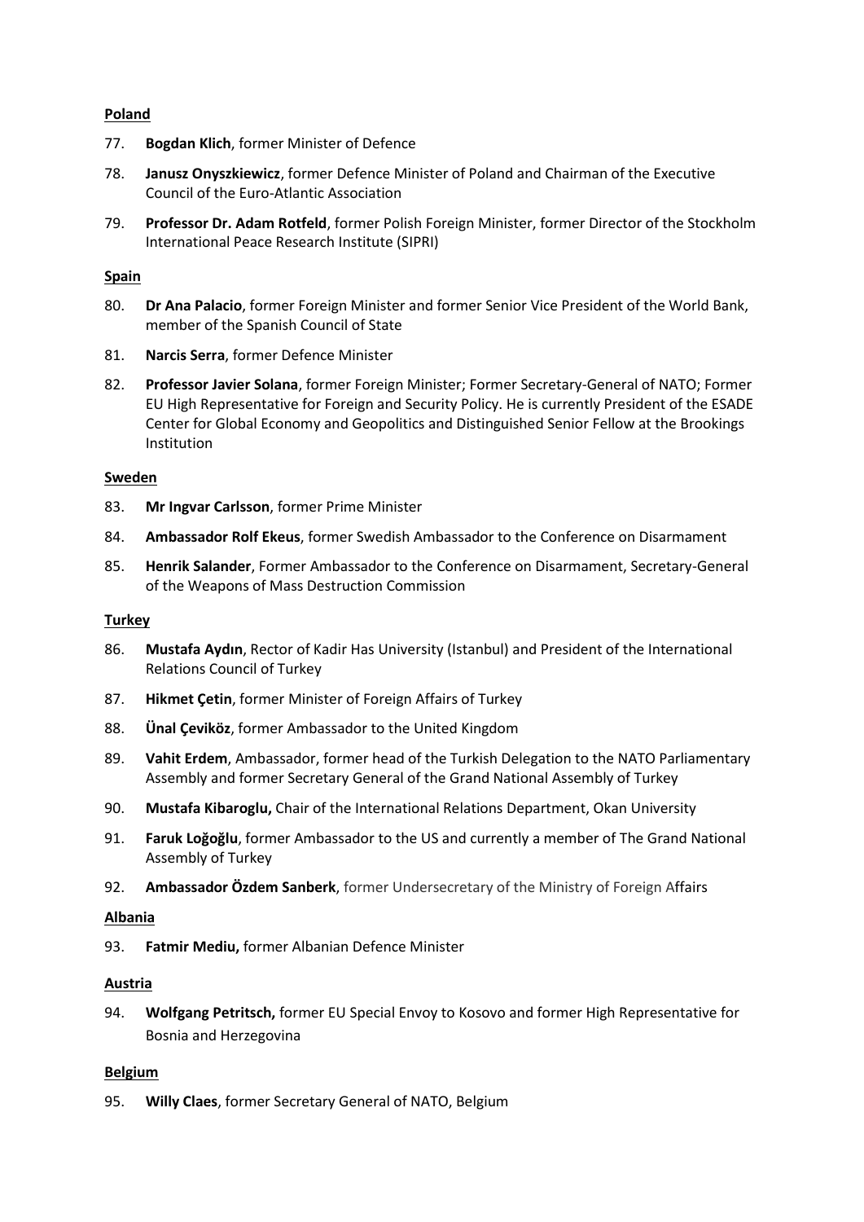**Poland**

77. **Bogdan Klich**, former Minister of Defence

78. **Janusz Onyszkiewicz**, former Defence Minister of Poland and Chairman of the Executive Council of the Euro-Atlantic Association

79. **Professor Dr. Adam Rotfeld**, former Polish Foreign Minister, former Director of the Stockholm International Peace Research Institute (SIPRI)

**Spain**

80. **Dr Ana Palacio**, former Foreign Minister and former Senior Vice President of the World Bank, member of the Spanish Council of State

81. **Narcis Serra**, former Defence Minister

82. **Professor Javier Solana**, former Foreign Minister; Former Secretary-General of NATO; Former EU High Representative for Foreign and Security Policy. He is currently President of the ESADE Center for Global Economy and Geopolitics and Distinguished Senior Fellow at the Brookings Institution

**Sweden**

83. **Mr Ingvar Carlsson**, former Prime Minister

84. **Ambassador Rolf Ekeus**, former Swedish Ambassador to the Conference on Disarmament

85. **Henrik Salander**, Former Ambassador to the Conference on Disarmament, Secretary-General of the Weapons of Mass Destruction Commission

**Turkey**

86. **Mustafa Aydın**, Rector of Kadir Has University (Istanbul) and President of the International Relations Council of Turkey

87. **Hikmet Çetin**, former Minister of Foreign Affairs of Turkey

88. **Ünal Çeviköz**, former Ambassador to the United Kingdom

89. **Vahit Erdem**, Ambassador, former head of the Turkish Delegation to the NATO Parliamentary Assembly and former Secretary General of the Grand National Assembly of Turkey

90. **Mustafa Kibaroglu,** Chair of the International Relations Department, Okan University

91. **Faruk Loğoğlu**, former Ambassador to the US and currently a member of The Grand National Assembly of Turkey

92. **Ambassador Özdem Sanberk**, former Undersecretary of the Ministry of Foreign Affairs

**Albania**

93. **Fatmir Mediu,** former Albanian Defence Minister

**Austria**

94. **Wolfgang Petritsch,** former EU Special Envoy to Kosovo and former High Representative for Bosnia and Herzegovina

**Belgium**

95. **Willy Claes**, former Secretary General of NATO, Belgium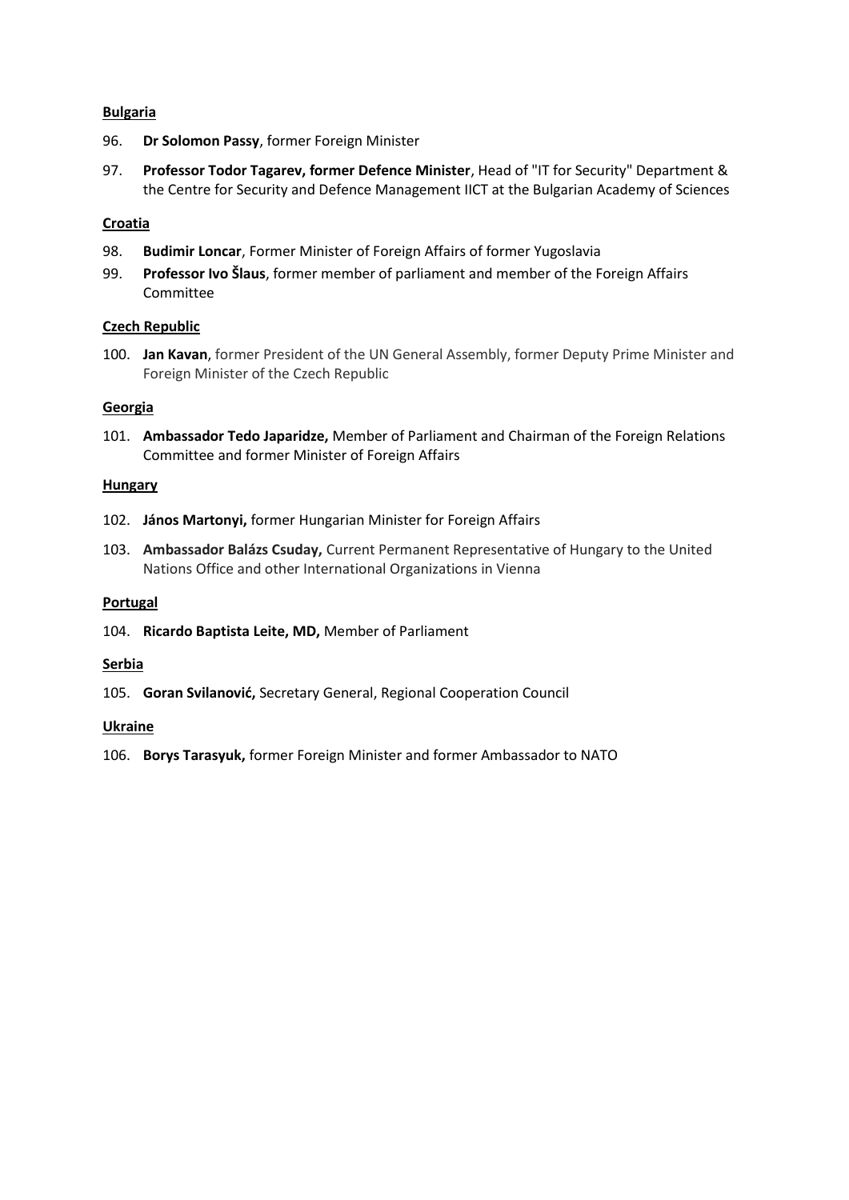**Bulgaria**

96. **Dr Solomon Passy**, former Foreign Minister

97. **Professor Todor Tagarev, former Defence Minister**, Head of "IT for Security" Department & the Centre for Security and Defence Management IICT at the Bulgarian Academy of Sciences

**Croatia**

98. **Budimir Loncar**, Former Minister of Foreign Affairs of former Yugoslavia

99. **Professor Ivo Šlaus**, former member of parliament and member of the Foreign Affairs Committee

**Czech Republic**

100. **Jan Kavan**, former President of the UN General Assembly, former Deputy Prime Minister and Foreign Minister of the Czech Republic

**Georgia**

101. **Ambassador Tedo Japaridze,** Member of Parliament and Chairman of the Foreign Relations Committee and former Minister of Foreign Affairs

**Hungary**

102. **János Martonyi,** former Hungarian Minister for Foreign Affairs

103. **Ambassador Balázs Csuday,** Current Permanent Representative of Hungary to the United Nations Office and other International Organizations in Vienna

**Portugal**

104. **Ricardo Baptista Leite, MD,** Member of Parliament

**Serbia**

105. **Goran Svilanović,** Secretary General, Regional Cooperation Council

**Ukraine**

106. **Borys Tarasyuk,** former Foreign Minister and former Ambassador to NATO